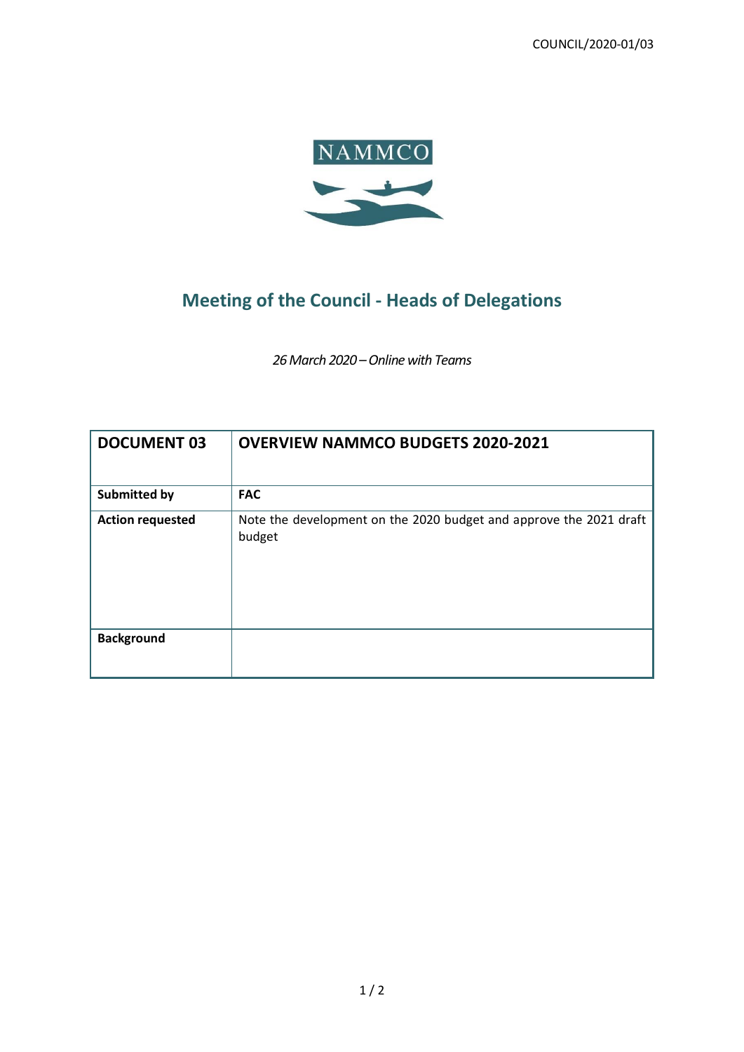COUNCIL/2020-01/03

NAMMCO

# Meeting of the Council - Heads of Delegations

*26 March 2020 – Online with Teams*

| **DOCUMENT 03** | **OVERVIEW NAMMCO BUDGETS 2020-2021** |
|---|---|
| **Submitted by** | **FAC** |
| **Action requested** | Note the development on the 2020 budget and approve the 2021 draft budget |
| **Background** | |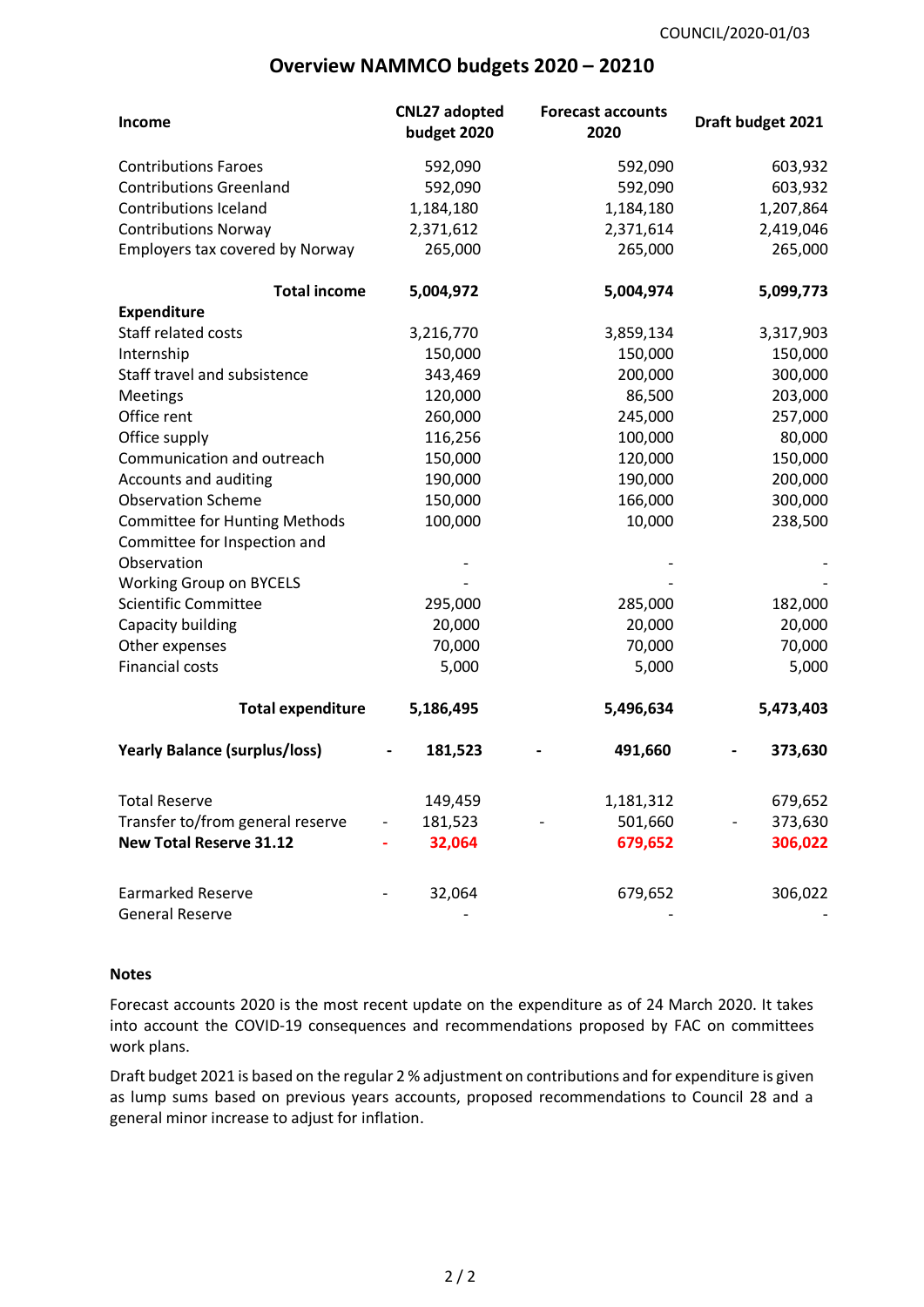COUNCIL/2020-01/03

# Overview NAMMCO budgets 2020 – 20210

| Income | CNL27 adopted budget 2020 | Forecast accounts 2020 | Draft budget 2021 |
|---|---|---|---|
| Contributions Faroes | 592,090 | 592,090 | 603,932 |
| Contributions Greenland | 592,090 | 592,090 | 603,932 |
| Contributions Iceland | 1,184,180 | 1,184,180 | 1,207,864 |
| Contributions Norway | 2,371,612 | 2,371,614 | 2,419,046 |
| Employers tax covered by Norway | 265,000 | 265,000 | 265,000 |
| **Total income** | **5,004,972** | **5,004,974** | **5,099,773** |
| **Expenditure** | | | |
| Staff related costs | 3,216,770 | 3,859,134 | 3,317,903 |
| Internship | 150,000 | 150,000 | 150,000 |
| Staff travel and subsistence | 343,469 | 200,000 | 300,000 |
| Meetings | 120,000 | 86,500 | 203,000 |
| Office rent | 260,000 | 245,000 | 257,000 |
| Office supply | 116,256 | 100,000 | 80,000 |
| Communication and outreach | 150,000 | 120,000 | 150,000 |
| Accounts and auditing | 190,000 | 190,000 | 200,000 |
| Observation Scheme | 150,000 | 166,000 | 300,000 |
| Committee for Hunting Methods | 100,000 | 10,000 | 238,500 |
| Committee for Inspection and Observation | - | - | - |
| Working Group on BYCELS | - | - | - |
| Scientific Committee | 295,000 | 285,000 | 182,000 |
| Capacity building | 20,000 | 20,000 | 20,000 |
| Other expenses | 70,000 | 70,000 | 70,000 |
| Financial costs | 5,000 | 5,000 | 5,000 |
| **Total expenditure** | **5,186,495** | **5,496,634** | **5,473,403** |
| **Yearly Balance (surplus/loss)** | **- 181,523** | **- 491,660** | **- 373,630** |
| Total Reserve | 149,459 | 1,181,312 | 679,652 |
| Transfer to/from general reserve | - 181,523 | - 501,660 | - 373,630 |
| **New Total Reserve 31.12** | **- 32,064** | **679,652** | **306,022** |
| Earmarked Reserve | - 32,064 | 679,652 | 306,022 |
| General Reserve | - | - | - |

## Notes

Forecast accounts 2020 is the most recent update on the expenditure as of 24 March 2020. It takes into account the COVID-19 consequences and recommendations proposed by FAC on committees work plans.

Draft budget 2021 is based on the regular 2 % adjustment on contributions and for expenditure is given as lump sums based on previous years accounts, proposed recommendations to Council 28 and a general minor increase to adjust for inflation.